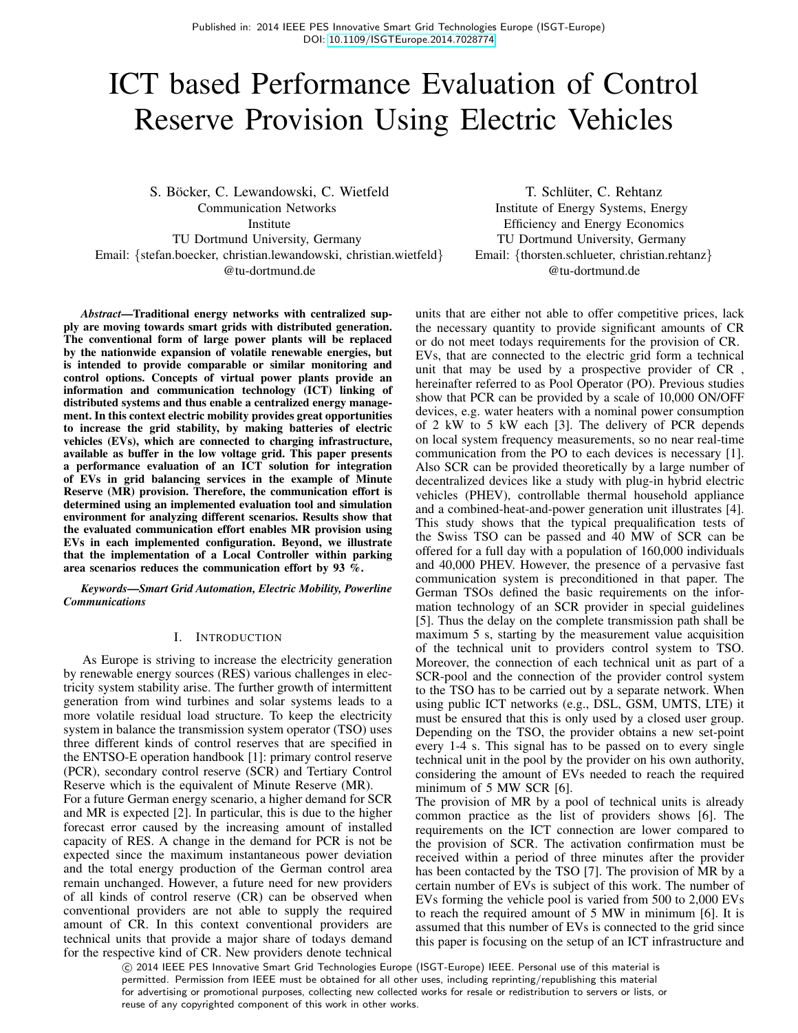Published in: 2014 IEEE PES Innovative Smart Grid Technologies Europe (ISGT-Europe)
DOI: 10.1109/ISGTEurope.2014.7028774

# ICT based Performance Evaluation of Control Reserve Provision Using Electric Vehicles

S. Böcker, C. Lewandowski, C. Wietfeld
Communication Networks Institute
TU Dortmund University, Germany
Email: {stefan.boecker, christian.lewandowski, christian.wietfeld}@tu-dortmund.de

T. Schlüter, C. Rehtanz
Institute of Energy Systems, Energy Efficiency and Energy Economics
TU Dortmund University, Germany
Email: {thorsten.schlueter, christian.rehtanz}@tu-dortmund.de

***Abstract*—Traditional energy networks with centralized supply are moving towards smart grids with distributed generation. The conventional form of large power plants will be replaced by the nationwide expansion of volatile renewable energies, but is intended to provide comparable or similar monitoring and control options. Concepts of virtual power plants provide an information and communication technology (ICT) linking of distributed systems and thus enable a centralized energy management. In this context electric mobility provides great opportunities to increase the grid stability, by making batteries of electric vehicles (EVs), which are connected to charging infrastructure, available as buffer in the low voltage grid. This paper presents a performance evaluation of an ICT solution for integration of EVs in grid balancing services in the example of Minute Reserve (MR) provision. Therefore, the communication effort is determined using an implemented evaluation tool and simulation environment for analyzing different scenarios. Results show that the evaluated communication effort enables MR provision using EVs in each implemented configuration. Beyond, we illustrate that the implementation of a Local Controller within parking area scenarios reduces the communication effort by 93 %.**

***Keywords*—Smart Grid Automation, Electric Mobility, Powerline Communications**

## I. Introduction

As Europe is striving to increase the electricity generation by renewable energy sources (RES) various challenges in electricity system stability arise. The further growth of intermittent generation from wind turbines and solar systems leads to a more volatile residual load structure. To keep the electricity system in balance the transmission system operator (TSO) uses three different kinds of control reserves that are specified in the ENTSO-E operation handbook [1]: primary control reserve (PCR), secondary control reserve (SCR) and Tertiary Control Reserve which is the equivalent of Minute Reserve (MR).

For a future German energy scenario, a higher demand for SCR and MR is expected [2]. In particular, this is due to the higher forecast error caused by the increasing amount of installed capacity of RES. A change in the demand for PCR is not be expected since the maximum instantaneous power deviation and the total energy production of the German control area remain unchanged. However, a future need for new providers of all kinds of control reserve (CR) can be observed when conventional providers are not able to supply the required amount of CR. In this context conventional providers are technical units that provide a major share of todays demand for the respective kind of CR. New providers denote technical units that are either not able to offer competitive prices, lack the necessary quantity to provide significant amounts of CR or do not meet todays requirements for the provision of CR. EVs, that are connected to the electric grid form a technical unit that may be used by a prospective provider of CR , hereinafter referred to as Pool Operator (PO). Previous studies show that PCR can be provided by a scale of 10,000 ON/OFF devices, e.g. water heaters with a nominal power consumption of 2 kW to 5 kW each [3]. The delivery of PCR depends on local system frequency measurements, so no near real-time communication from the PO to each devices is necessary [1]. Also SCR can be provided theoretically by a large number of decentralized devices like a study with plug-in hybrid electric vehicles (PHEV), controllable thermal household appliance and a combined-heat-and-power generation unit illustrates [4]. This study shows that the typical prequalification tests of the Swiss TSO can be passed and 40 MW of SCR can be offered for a full day with a population of 160,000 individuals and 40,000 PHEV. However, the presence of a pervasive fast communication system is preconditioned in that paper. The German TSOs defined the basic requirements on the information technology of an SCR provider in special guidelines [5]. Thus the delay on the complete transmission path shall be maximum 5 s, starting by the measurement value acquisition of the technical unit to providers control system to TSO. Moreover, the connection of each technical unit as part of a SCR-pool and the connection of the provider control system to the TSO has to be carried out by a separate network. When using public ICT networks (e.g., DSL, GSM, UMTS, LTE) it must be ensured that this is only used by a closed user group. Depending on the TSO, the provider obtains a new set-point every 1-4 s. This signal has to be passed on to every single technical unit in the pool by the provider on his own authority, considering the amount of EVs needed to reach the required minimum of 5 MW SCR [6].

The provision of MR by a pool of technical units is already common practice as the list of providers shows [6]. The requirements on the ICT connection are lower compared to the provision of SCR. The activation confirmation must be received within a period of three minutes after the provider has been contacted by the TSO [7]. The provision of MR by a certain number of EVs is subject of this work. The number of EVs forming the vehicle pool is varied from 500 to 2,000 EVs to reach the required amount of 5 MW in minimum [6]. It is assumed that this number of EVs is connected to the grid since this paper is focusing on the setup of an ICT infrastructure and

© 2014 IEEE PES Innovative Smart Grid Technologies Europe (ISGT-Europe) IEEE. Personal use of this material is permitted. Permission from IEEE must be obtained for all other uses, including reprinting/republishing this material for advertising or promotional purposes, collecting new collected works for resale or redistribution to servers or lists, or reuse of any copyrighted component of this work in other works.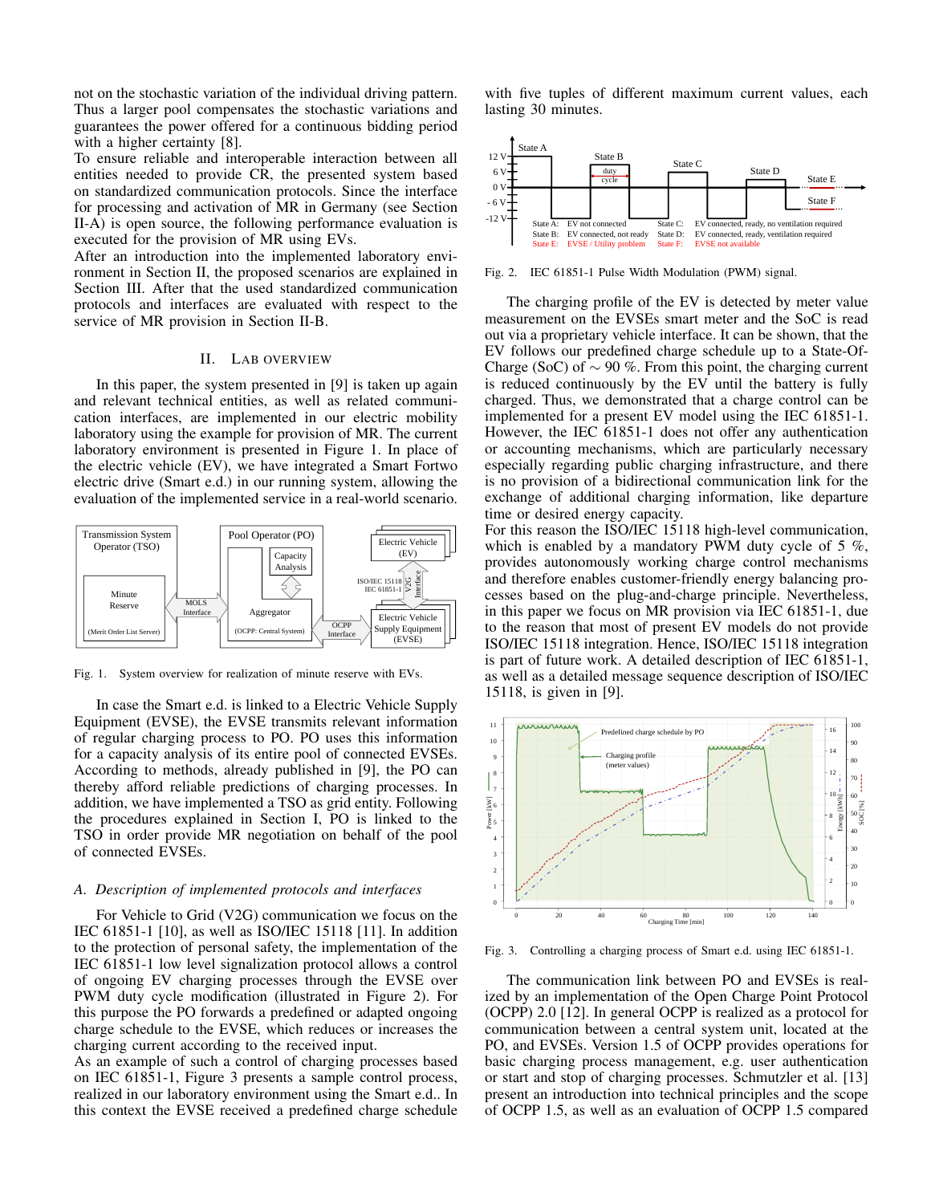not on the stochastic variation of the individual driving pattern. Thus a larger pool compensates the stochastic variations and guarantees the power offered for a continuous bidding period with a higher certainty [8].
To ensure reliable and interoperable interaction between all entities needed to provide CR, the presented system based on standardized communication protocols. Since the interface for processing and activation of MR in Germany (see Section II-A) is open source, the following performance evaluation is executed for the provision of MR using EVs.
After an introduction into the implemented laboratory environment in Section II, the proposed scenarios are explained in Section III. After that the used standardized communication protocols and interfaces are evaluated with respect to the service of MR provision in Section II-B.

## II. Lab overview

In this paper, the system presented in [9] is taken up again and relevant technical entities, as well as related communication interfaces, are implemented in our electric mobility laboratory using the example for provision of MR. The current laboratory environment is presented in Figure 1. In place of the electric vehicle (EV), we have integrated a Smart Fortwo electric drive (Smart e.d.) in our running system, allowing the evaluation of the implemented service in a real-world scenario.

Fig. 1. System overview for realization of minute reserve with EVs.

In case the Smart e.d. is linked to a Electric Vehicle Supply Equipment (EVSE), the EVSE transmits relevant information of regular charging process to PO. PO uses this information for a capacity analysis of its entire pool of connected EVSEs. According to methods, already published in [9], the PO can thereby afford reliable predictions of charging processes. In addition, we have implemented a TSO as grid entity. Following the procedures explained in Section I, PO is linked to the TSO in order provide MR negotiation on behalf of the pool of connected EVSEs.

### *A. Description of implemented protocols and interfaces*

For Vehicle to Grid (V2G) communication we focus on the IEC 61851-1 [10], as well as ISO/IEC 15118 [11]. In addition to the protection of personal safety, the implementation of the IEC 61851-1 low level signalization protocol allows a control of ongoing EV charging processes through the EVSE over PWM duty cycle modification (illustrated in Figure 2). For this purpose the PO forwards a predefined or adapted ongoing charge schedule to the EVSE, which reduces or increases the charging current according to the received input.
As an example of such a control of charging processes based on IEC 61851-1, Figure 3 presents a sample control process, realized in our laboratory environment using the Smart e.d.. In this context the EVSE received a predefined charge schedule with five tuples of different maximum current values, each lasting 30 minutes.

Fig. 2. IEC 61851-1 Pulse Width Modulation (PWM) signal.

The charging profile of the EV is detected by meter value measurement on the EVSEs smart meter and the SoC is read out via a proprietary vehicle interface. It can be shown, that the EV follows our predefined charge schedule up to a State-Of-Charge (SoC) of $\sim 90$ %. From this point, the charging current is reduced continuously by the EV until the battery is fully charged. Thus, we demonstrated that a charge control can be implemented for a present EV model using the IEC 61851-1. However, the IEC 61851-1 does not offer any authentication or accounting mechanisms, which are particularly necessary especially regarding public charging infrastructure, and there is no provision of a bidirectional communication link for the exchange of additional charging information, like departure time or desired energy capacity.
For this reason the ISO/IEC 15118 high-level communication, which is enabled by a mandatory PWM duty cycle of 5 %, provides autonomously working charge control mechanisms and therefore enables customer-friendly energy balancing processes based on the plug-and-charge principle. Nevertheless, in this paper we focus on MR provision via IEC 61851-1, due to the reason that most of present EV models do not provide ISO/IEC 15118 integration. Hence, ISO/IEC 15118 integration is part of future work. A detailed description of IEC 61851-1, as well as a detailed message sequence description of ISO/IEC 15118, is given in [9].

Fig. 3. Controlling a charging process of Smart e.d. using IEC 61851-1.

The communication link between PO and EVSEs is realized by an implementation of the Open Charge Point Protocol (OCPP) 2.0 [12]. In general OCPP is realized as a protocol for communication between a central system unit, located at the PO, and EVSEs. Version 1.5 of OCPP provides operations for basic charging process management, e.g. user authentication or start and stop of charging processes. Schmutzler et al. [13] present an introduction into technical principles and the scope of OCPP 1.5, as well as an evaluation of OCPP 1.5 compared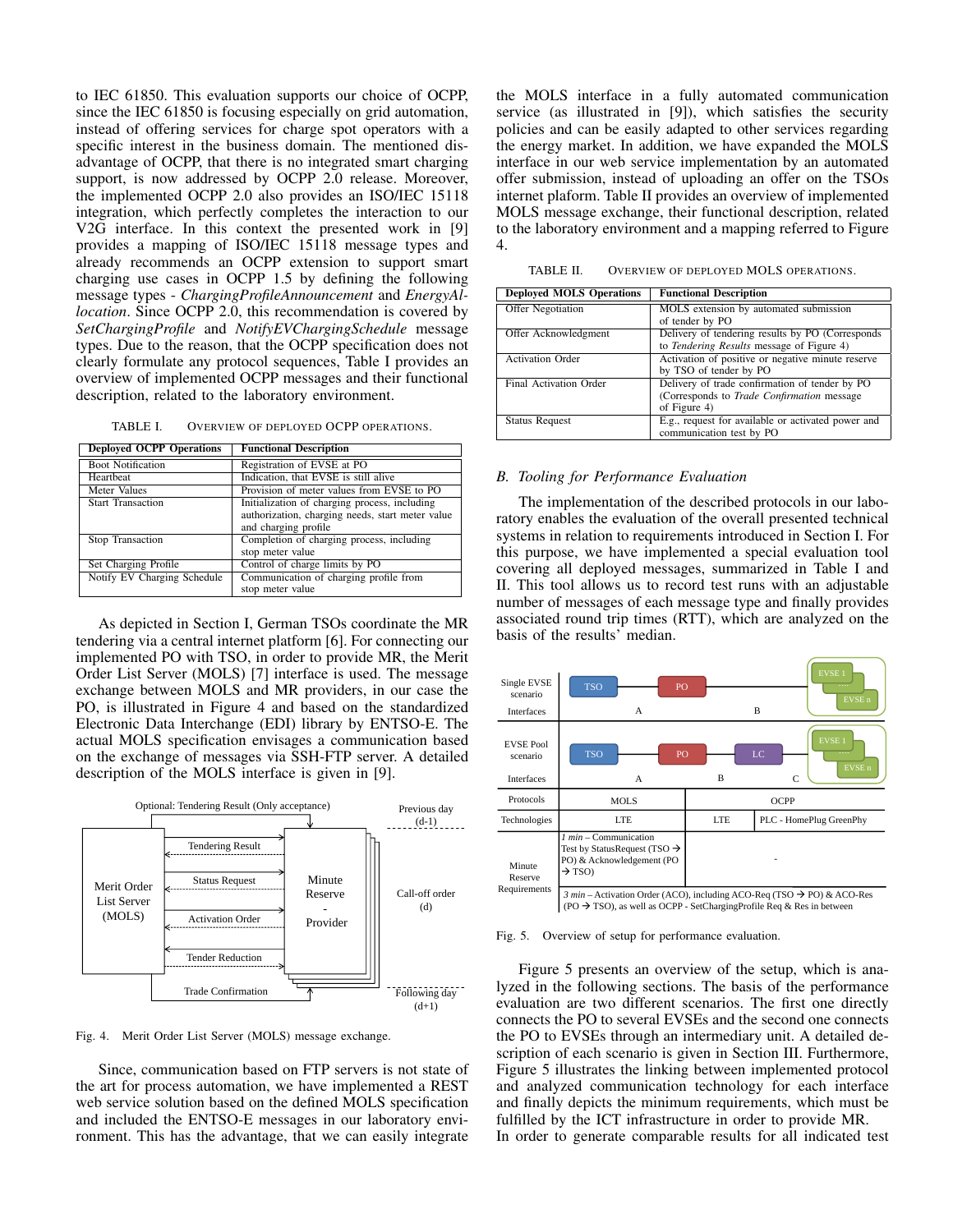to IEC 61850. This evaluation supports our choice of OCPP, since the IEC 61850 is focusing especially on grid automation, instead of offering services for charge spot operators with a specific interest in the business domain. The mentioned disadvantage of OCPP, that there is no integrated smart charging support, is now addressed by OCPP 2.0 release. Moreover, the implemented OCPP 2.0 also provides an ISO/IEC 15118 integration, which perfectly completes the interaction to our V2G interface. In this context the presented work in [9] provides a mapping of ISO/IEC 15118 message types and already recommends an OCPP extension to support smart charging use cases in OCPP 1.5 by defining the following message types - *ChargingProfileAnnouncement* and *EnergyAllocation*. Since OCPP 2.0, this recommendation is covered by *SetChargingProfile* and *NotifyEVChargingSchedule* message types. Due to the reason, that the OCPP specification does not clearly formulate any protocol sequences, Table I provides an overview of implemented OCPP messages and their functional description, related to the laboratory environment.

TABLE I. OVERVIEW OF DEPLOYED OCPP OPERATIONS.

| Deployed OCPP Operations | Functional Description |
|---|---|
| Boot Notification | Registration of EVSE at PO |
| Heartbeat | Indication, that EVSE is still alive |
| Meter Values | Provision of meter values from EVSE to PO |
| Start Transaction | Initialization of charging process, including authorization, charging needs, start meter value and charging profile |
| Stop Transaction | Completion of charging process, including stop meter value |
| Set Charging Profile | Control of charge limits by PO |
| Notify EV Charging Schedule | Communication of charging profile from stop meter value |

As depicted in Section I, German TSOs coordinate the MR tendering via a central internet platform [6]. For connecting our implemented PO with TSO, in order to provide MR, the Merit Order List Server (MOLS) [7] interface is used. The message exchange between MOLS and MR providers, in our case the PO, is illustrated in Figure 4 and based on the standardized Electronic Data Interchange (EDI) library by ENTSO-E. The actual MOLS specification envisages a communication based on the exchange of messages via SSH-FTP server. A detailed description of the MOLS interface is given in [9].

Fig. 4. Merit Order List Server (MOLS) message exchange.

Since, communication based on FTP servers is not state of the art for process automation, we have implemented a REST web service solution based on the defined MOLS specification and included the ENTSO-E messages in our laboratory environment. This has the advantage, that we can easily integrate the MOLS interface in a fully automated communication service (as illustrated in [9]), which satisfies the security policies and can be easily adapted to other services regarding the energy market. In addition, we have expanded the MOLS interface in our web service implementation by an automated offer submission, instead of uploading an offer on the TSOs internet plaform. Table II provides an overview of implemented MOLS message exchange, their functional description, related to the laboratory environment and a mapping referred to Figure 4.

TABLE II. OVERVIEW OF DEPLOYED MOLS OPERATIONS.

| Deployed MOLS Operations | Functional Description |
|---|---|
| Offer Negotiation | MOLS extension by automated submission of tender by PO |
| Offer Acknowledgment | Delivery of tendering results by PO (Corresponds to *Tendering Results* message of Figure 4) |
| Activation Order | Activation of positive or negative minute reserve by TSO of tender by PO |
| Final Activation Order | Delivery of trade confirmation of tender by PO (Corresponds to *Trade Confirmation* message of Figure 4) |
| Status Request | E.g., request for available or activated power and communication test by PO |

## B. Tooling for Performance Evaluation

The implementation of the described protocols in our laboratory enables the evaluation of the overall presented technical systems in relation to requirements introduced in Section I. For this purpose, we have implemented a special evaluation tool covering all deployed messages, summarized in Table I and II. This tool allows us to record test runs with an adjustable number of messages of each message type and finally provides associated round trip times (RTT), which are analyzed on the basis of the results' median.

Fig. 5. Overview of setup for performance evaluation.

Figure 5 presents an overview of the setup, which is analyzed in the following sections. The basis of the performance evaluation are two different scenarios. The first one directly connects the PO to several EVSEs and the second one connects the PO to EVSEs through an intermediary unit. A detailed description of each scenario is given in Section III. Furthermore, Figure 5 illustrates the linking between implemented protocol and analyzed communication technology for each interface and finally depicts the minimum requirements, which must be fulfilled by the ICT infrastructure in order to provide MR.
In order to generate comparable results for all indicated test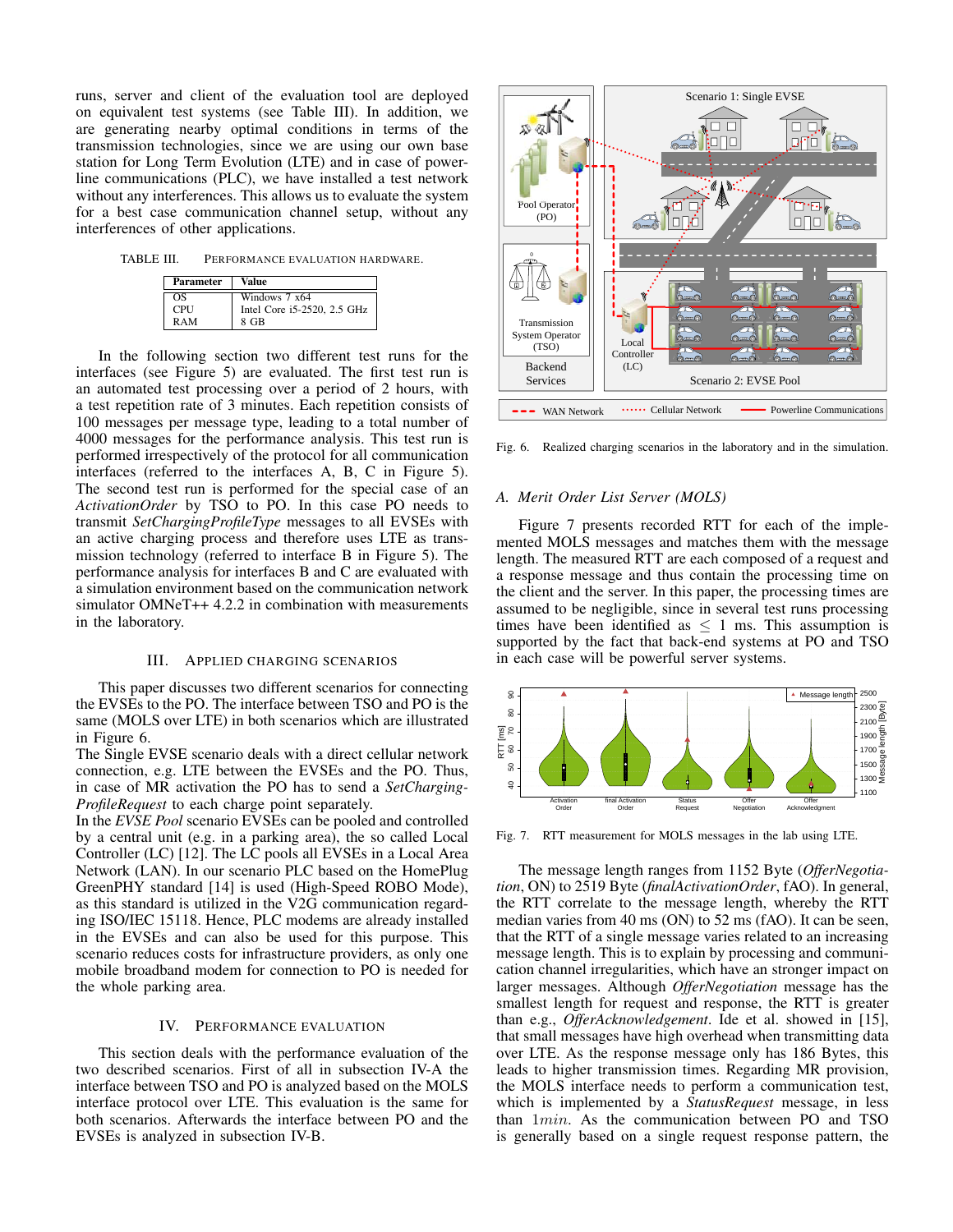runs, server and client of the evaluation tool are deployed on equivalent test systems (see Table III). In addition, we are generating nearby optimal conditions in terms of the transmission technologies, since we are using our own base station for Long Term Evolution (LTE) and in case of powerline communications (PLC), we have installed a test network without any interferences. This allows us to evaluate the system for a best case communication channel setup, without any interferences of other applications.

TABLE III. PERFORMANCE EVALUATION HARDWARE.

| Parameter | Value |
|---|---|
| OS | Windows 7 x64 |
| CPU | Intel Core i5-2520, 2.5 GHz |
| RAM | 8 GB |

In the following section two different test runs for the interfaces (see Figure 5) are evaluated. The first test run is an automated test processing over a period of 2 hours, with a test repetition rate of 3 minutes. Each repetition consists of 100 messages per message type, leading to a total number of 4000 messages for the performance analysis. This test run is performed irrespectively of the protocol for all communication interfaces (referred to the interfaces A, B, C in Figure 5). The second test run is performed for the special case of an *ActivationOrder* by TSO to PO. In this case PO needs to transmit *SetChargingProfileType* messages to all EVSEs with an active charging process and therefore uses LTE as transmission technology (referred to interface B in Figure 5). The performance analysis for interfaces B and C are evaluated with a simulation environment based on the communication network simulator OMNeT++ 4.2.2 in combination with measurements in the laboratory.

## III. Applied Charging Scenarios

This paper discusses two different scenarios for connecting the EVSEs to the PO. The interface between TSO and PO is the same (MOLS over LTE) in both scenarios which are illustrated in Figure 6.

The Single EVSE scenario deals with a direct cellular network connection, e.g. LTE between the EVSEs and the PO. Thus, in case of MR activation the PO has to send a *SetChargingProfileRequest* to each charge point separately.

In the *EVSE Pool* scenario EVSEs can be pooled and controlled by a central unit (e.g. in a parking area), the so called Local Controller (LC) [12]. The LC pools all EVSEs in a Local Area Network (LAN). In our scenario PLC based on the HomePlug GreenPHY standard [14] is used (High-Speed ROBO Mode), as this standard is utilized in the V2G communication regarding ISO/IEC 15118. Hence, PLC modems are already installed in the EVSEs and can also be used for this purpose. This scenario reduces costs for infrastructure providers, as only one mobile broadband modem for connection to PO is needed for the whole parking area.

## IV. Performance Evaluation

This section deals with the performance evaluation of the two described scenarios. First of all in subsection IV-A the interface between TSO and PO is analyzed based on the MOLS interface protocol over LTE. This evaluation is the same for both scenarios. Afterwards the interface between PO and the EVSEs is analyzed in subsection IV-B.

Fig. 6. Realized charging scenarios in the laboratory and in the simulation.

### A. Merit Order List Server (MOLS)

Figure 7 presents recorded RTT for each of the implemented MOLS messages and matches them with the message length. The measured RTT are each composed of a request and a response message and thus contain the processing time on the client and the server. In this paper, the processing times are assumed to be negligible, since in several test runs processing times have been identified as $\leq 1$ ms. This assumption is supported by the fact that back-end systems at PO and TSO in each case will be powerful server systems.

Fig. 7. RTT measurement for MOLS messages in the lab using LTE.

The message length ranges from 1152 Byte (*OfferNegotiation*, ON) to 2519 Byte (*finalActivationOrder*, fAO). In general, the RTT correlate to the message length, whereby the RTT median varies from 40 ms (ON) to 52 ms (fAO). It can be seen, that the RTT of a single message varies related to an increasing message length. This is to explain by processing and communication channel irregularities, which have an stronger impact on larger messages. Although *OfferNegotiation* message has the smallest length for request and response, the RTT is greater than e.g., *OfferAcknowledgement*. Ide et al. showed in [15], that small messages have high overhead when transmitting data over LTE. As the response message only has 186 Bytes, this leads to higher transmission times. Regarding MR provision, the MOLS interface needs to perform a communication test, which is implemented by a *StatusRequest* message, in less than $1min$. As the communication between PO and TSO is generally based on a single request response pattern, the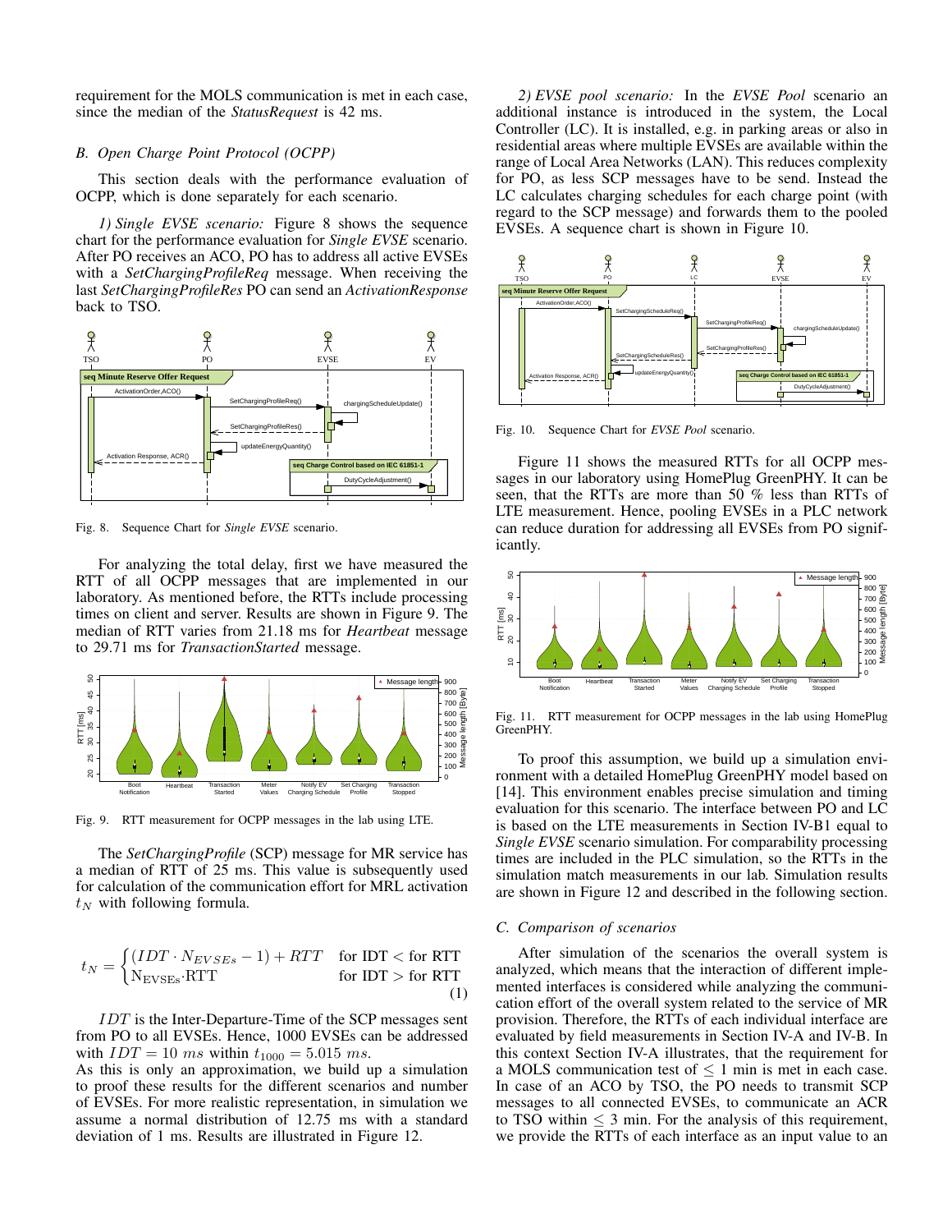requirement for the MOLS communication is met in each case, since the median of the *StatusRequest* is 42 ms.

### B. Open Charge Point Protocol (OCPP)

This section deals with the performance evaluation of OCPP, which is done separately for each scenario.

*1) Single EVSE scenario:* Figure 8 shows the sequence chart for the performance evaluation for *Single EVSE* scenario. After PO receives an ACO, PO has to address all active EVSEs with a *SetChargingProfileReq* message. When receiving the last *SetChargingProfileRes* PO can send an *ActivationResponse* back to TSO.

Fig. 8. Sequence Chart for *Single EVSE* scenario.

For analyzing the total delay, first we have measured the RTT of all OCPP messages that are implemented in our laboratory. As mentioned before, the RTTs include processing times on client and server. Results are shown in Figure 9. The median of RTT varies from 21.18 ms for *Heartbeat* message to 29.71 ms for *TransactionStarted* message.

Fig. 9. RTT measurement for OCPP messages in the lab using LTE.

The *SetChargingProfile* (SCP) message for MR service has a median of RTT of 25 ms. This value is subsequently used for calculation of the communication effort for MRL activation $t_N$ with following formula.

$$t_N = \begin{cases} (IDT \cdot N_{EVSEs} - 1) + RTT & \text{for IDT} < \text{for RTT} \\ \text{N}_{\text{EVSEs}} \cdot \text{RTT} & \text{for IDT} > \text{for RTT} \end{cases} \tag{1}$$

$IDT$ is the Inter-Departure-Time of the SCP messages sent from PO to all EVSEs. Hence, 1000 EVSEs can be addressed with $IDT = 10\ ms$ within $t_{1000} = 5.015\ ms$.

As this is only an approximation, we build up a simulation to proof these results for the different scenarios and number of EVSEs. For more realistic representation, in simulation we assume a normal distribution of 12.75 ms with a standard deviation of 1 ms. Results are illustrated in Figure 12.

*2) EVSE pool scenario:* In the *EVSE Pool* scenario an additional instance is introduced in the system, the Local Controller (LC). It is installed, e.g. in parking areas or also in residential areas where multiple EVSEs are available within the range of Local Area Networks (LAN). This reduces complexity for PO, as less SCP messages have to be send. Instead the LC calculates charging schedules for each charge point (with regard to the SCP message) and forwards them to the pooled EVSEs. A sequence chart is shown in Figure 10.

Fig. 10. Sequence Chart for *EVSE Pool* scenario.

Figure 11 shows the measured RTTs for all OCPP messages in our laboratory using HomePlug GreenPHY. It can be seen, that the RTTs are more than 50 % less than RTTs of LTE measurement. Hence, pooling EVSEs in a PLC network can reduce duration for addressing all EVSEs from PO significantly.

Fig. 11. RTT measurement for OCPP messages in the lab using HomePlug GreenPHY.

To proof this assumption, we build up a simulation environment with a detailed HomePlug GreenPHY model based on [14]. This environment enables precise simulation and timing evaluation for this scenario. The interface between PO and LC is based on the LTE measurements in Section IV-B1 equal to *Single EVSE* scenario simulation. For comparability processing times are included in the PLC simulation, so the RTTs in the simulation match measurements in our lab. Simulation results are shown in Figure 12 and described in the following section.

### C. Comparison of scenarios

After simulation of the scenarios the overall system is analyzed, which means that the interaction of different implemented interfaces is considered while analyzing the communication effort of the overall system related to the service of MR provision. Therefore, the RTTs of each individual interface are evaluated by field measurements in Section IV-A and IV-B. In this context Section IV-A illustrates, that the requirement for a MOLS communication test of $\leq$ 1 min is met in each case. In case of an ACO by TSO, the PO needs to transmit SCP messages to all connected EVSEs, to communicate an ACR to TSO within $\leq$ 3 min. For the analysis of this requirement, we provide the RTTs of each interface as an input value to an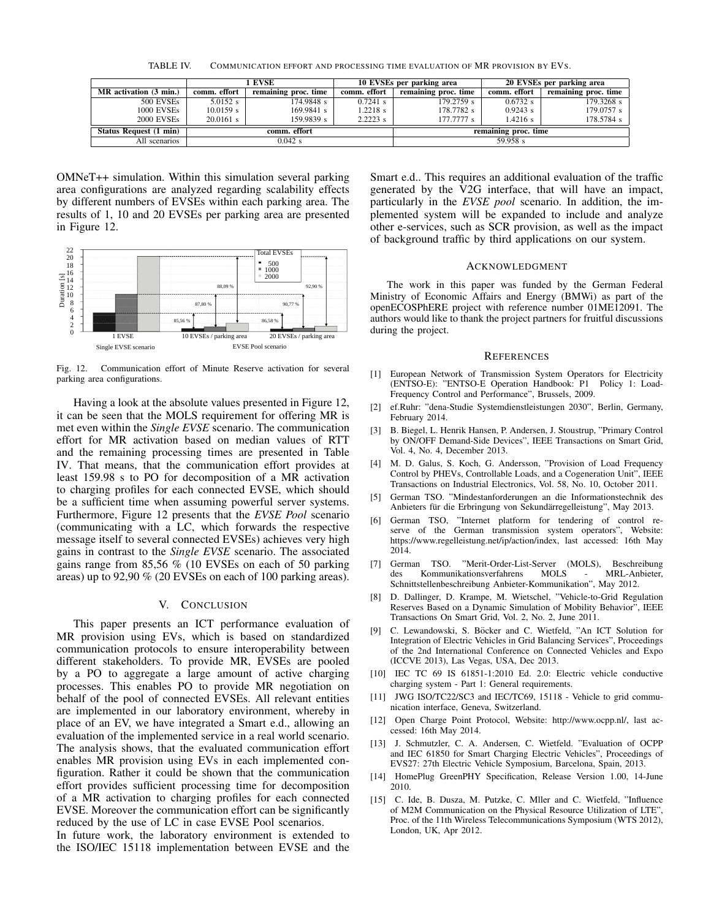TABLE IV. Communication effort and processing time evaluation of MR provision by EVs.

| | 1 EVSE | | 10 EVSEs per parking area | | 20 EVSEs per parking area | |
|---|---|---|---|---|---|---|
| **MR activation (3 min.)** | **comm. effort** | **remaining proc. time** | **comm. effort** | **remaining proc. time** | **comm. effort** | **remaining proc. time** |
| 500 EVSEs | 5.0152 s | 174.9848 s | 0.7241 s | 179.2759 s | 0.6732 s | 179.3268 s |
| 1000 EVSEs | 10.0159 s | 169.9841 s | 1.2218 s | 178.7782 s | 0.9243 s | 179.0757 s |
| 2000 EVSEs | 20.0161 s | 159.9839 s | 2.2223 s | 177.7777 s | 1.4216 s | 178.5784 s |
| **Status Request (1 min)** | **comm. effort** | | | **remaining proc. time** | | |
| All scenarios | 0.042 s | | | 59.958 s | | |

OMNeT++ simulation. Within this simulation several parking area configurations are analyzed regarding scalability effects by different numbers of EVSEs within each parking area. The results of 1, 10 and 20 EVSEs per parking area are presented in Figure 12.

Duration [s]
22
20
18
16
14
12
10
8
6
4
2
0
Total EVSEs
500
1000
2000
85,56 %
87,80 %
88,09 %
86,58 %
90,77 %
92,90 %
1 EVSE
10 EVSEs / parking area
20 EVSEs / parking area
Single EVSE scenario
EVSE Pool scenario

Fig. 12. Communication effort of Minute Reserve activation for several parking area configurations.

Having a look at the absolute values presented in Figure 12, it can be seen that the MOLS requirement for offering MR is met even within the *Single EVSE* scenario. The communication effort for MR activation based on median values of RTT and the remaining processing times are presented in Table IV. That means, that the communication effort provides at least 159.98 s to PO for decomposition of a MR activation to charging profiles for each connected EVSE, which should be a sufficient time when assuming powerful server systems. Furthermore, Figure 12 presents that the *EVSE Pool* scenario (communicating with a LC, which forwards the respective message itself to several connected EVSEs) achieves very high gains in contrast to the *Single EVSE* scenario. The associated gains range from 85,56 % (10 EVSEs on each of 50 parking areas) up to 92,90 % (20 EVSEs on each of 100 parking areas).

## V. Conclusion

This paper presents an ICT performance evaluation of MR provision using EVs, which is based on standardized communication protocols to ensure interoperability between different stakeholders. To provide MR, EVSEs are pooled by a PO to aggregate a large amount of active charging processes. This enables PO to provide MR negotiation on behalf of the pool of connected EVSEs. All relevant entities are implemented in our laboratory environment, whereby in place of an EV, we have integrated a Smart e.d., allowing an evaluation of the implemented service in a real world scenario. The analysis shows, that the evaluated communication effort enables MR provision using EVs in each implemented configuration. Rather it could be shown that the communication effort provides sufficient processing time for decomposition of a MR activation to charging profiles for each connected EVSE. Moreover the communication effort can be significantly reduced by the use of LC in case EVSE Pool scenarios.

In future work, the laboratory environment is extended to the ISO/IEC 15118 implementation between EVSE and the Smart e.d.. This requires an additional evaluation of the traffic generated by the V2G interface, that will have an impact, particularly in the *EVSE pool* scenario. In addition, the implemented system will be expanded to include and analyze other e-services, such as SCR provision, as well as the impact of background traffic by third applications on our system.

## Acknowledgment

The work in this paper was funded by the German Federal Ministry of Economic Affairs and Energy (BMWi) as part of the openECOSPhERE project with reference number 01ME12091. The authors would like to thank the project partners for fruitful discussions during the project.

## References

[1] European Network of Transmission System Operators for Electricity (ENTSO-E): "ENTSO-E Operation Handbook: P1 Policy 1: Load-Frequency Control and Performance", Brussels, 2009.

[2] ef.Ruhr: "dena-Studie Systemdienstleistungen 2030", Berlin, Germany, February 2014.

[3] B. Biegel, L. Henrik Hansen, P. Andersen, J. Stoustrup, "Primary Control by ON/OFF Demand-Side Devices", IEEE Transactions on Smart Grid, Vol. 4, No. 4, December 2013.

[4] M. D. Galus, S. Koch, G. Andersson, "Provision of Load Frequency Control by PHEVs, Controllable Loads, and a Cogeneration Unit", IEEE Transactions on Industrial Electronics, Vol. 58, No. 10, October 2011.

[5] German TSO. "Mindestanforderungen an die Informationstechnik des Anbieters für die Erbringung von Sekundärregelleistung", May 2013.

[6] German TSO, "Internet platform for tendering of control reserve of the German transmission system operators", Website: https://www.regelleistung.net/ip/action/index, last accessed: 16th May 2014.

[7] German TSO. "Merit-Order-List-Server (MOLS), Beschreibung des Kommunikationsverfahrens MOLS - MRL-Anbieter, Schnittstellenbeschreibung Anbieter-Kommunikation", May 2012.

[8] D. Dallinger, D. Krampe, M. Wietschel, "Vehicle-to-Grid Regulation Reserves Based on a Dynamic Simulation of Mobility Behavior", IEEE Transactions On Smart Grid, Vol. 2, No. 2, June 2011.

[9] C. Lewandowski, S. Böcker and C. Wietfeld, "An ICT Solution for Integration of Electric Vehicles in Grid Balancing Services", Proceedings of the 2nd International Conference on Connected Vehicles and Expo (ICCVE 2013), Las Vegas, USA, Dec 2013.

[10] IEC TC 69 IS 61851-1:2010 Ed. 2.0: Electric vehicle conductive charging system - Part 1: General requirements.

[11] JWG ISO/TC22/SC3 and IEC/TC69, 15118 - Vehicle to grid communication interface, Geneva, Switzerland.

[12] Open Charge Point Protocol, Website: http://www.ocpp.nl/, last accessed: 16th May 2014.

[13] J. Schmutzler, C. A. Andersen, C. Wietfeld. "Evaluation of OCPP and IEC 61850 for Smart Charging Electric Vehicles", Proceedings of EVS27: 27th Electric Vehicle Symposium, Barcelona, Spain, 2013.

[14] HomePlug GreenPHY Specification, Release Version 1.00, 14-June 2010.

[15] C. Ide, B. Dusza, M. Putzke, C. Mller and C. Wietfeld, "Influence of M2M Communication on the Physical Resource Utilization of LTE", Proc. of the 11th Wireless Telecommunications Symposium (WTS 2012), London, UK, Apr 2012.